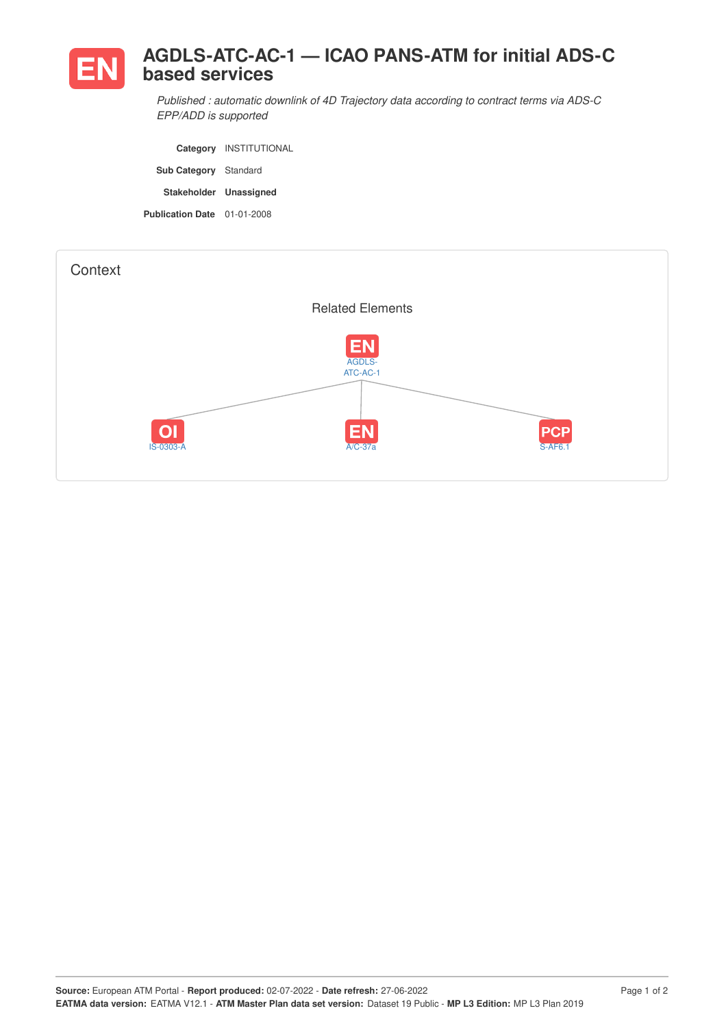# EN AGDLS-ATC-AC-1 — ICAO PANS-ATM for initial ADS-C based services

*Published : automatic downlink of 4D Trajectory data according to contract terms via ADS-C EPP/ADD is supported*

**Category** INSTITUTIONAL

**Sub Category** Standard

**Stakeholder** **Unassigned**

**Publication Date** 01-01-2008

## Context

### Related Elements

EN AGDLS-ATC-AC-1

OI IS-0303-A

EN A/C-37a

PCP S-AF6.1

**Source:** European ATM Portal - **Report produced:** 02-07-2022 - **Date refresh:** 27-06-2022
**EATMA data version:** EATMA V12.1 - **ATM Master Plan data set version:** Dataset 19 Public - **MP L3 Edition:** MP L3 Plan 2019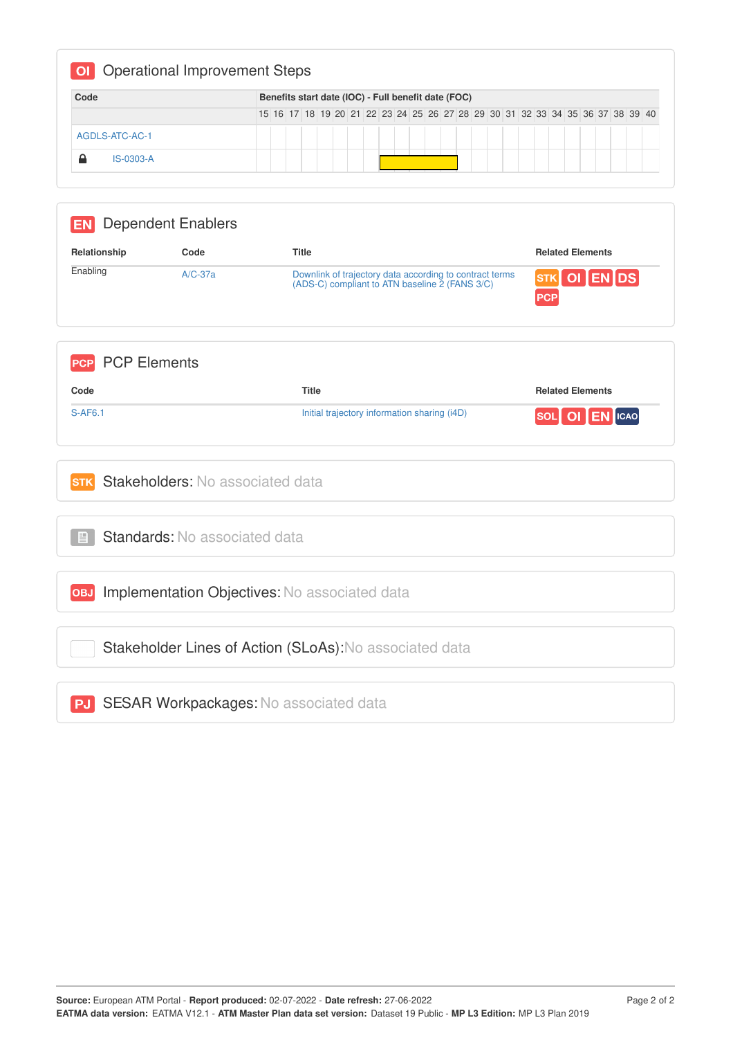## OI Operational Improvement Steps

| Code | Benefits start date (IOC) - Full benefit date (FOC) |
|---|---|
| | 15 16 17 18 19 20 21 22 23 24 25 26 27 28 29 30 31 32 33 34 35 36 37 38 39 40 |
| AGDLS-ATC-AC-1 | |
| IS-0303-A | |

## EN Dependent Enablers

| Relationship | Code | Title | Related Elements |
|---|---|---|---|
| Enabling | A/C-37a | Downlink of trajectory data according to contract terms (ADS-C) compliant to ATN baseline 2 (FANS 3/C) | STK OI EN DS PCP |

## PCP PCP Elements

| Code | Title | Related Elements |
|---|---|---|
| S-AF6.1 | Initial trajectory information sharing (i4D) | SOL OI EN ICAO |

## STK Stakeholders: No associated data

## Standards: No associated data

## OBJ Implementation Objectives: No associated data

## Stakeholder Lines of Action (SLoAs): No associated data

## PJ SESAR Workpackages: No associated data

**Source:** European ATM Portal - **Report produced:** 02-07-2022 - **Date refresh:** 27-06-2022
**EATMA data version:** EATMA V12.1 - **ATM Master Plan data set version:** Dataset 19 Public - **MP L3 Edition:** MP L3 Plan 2019